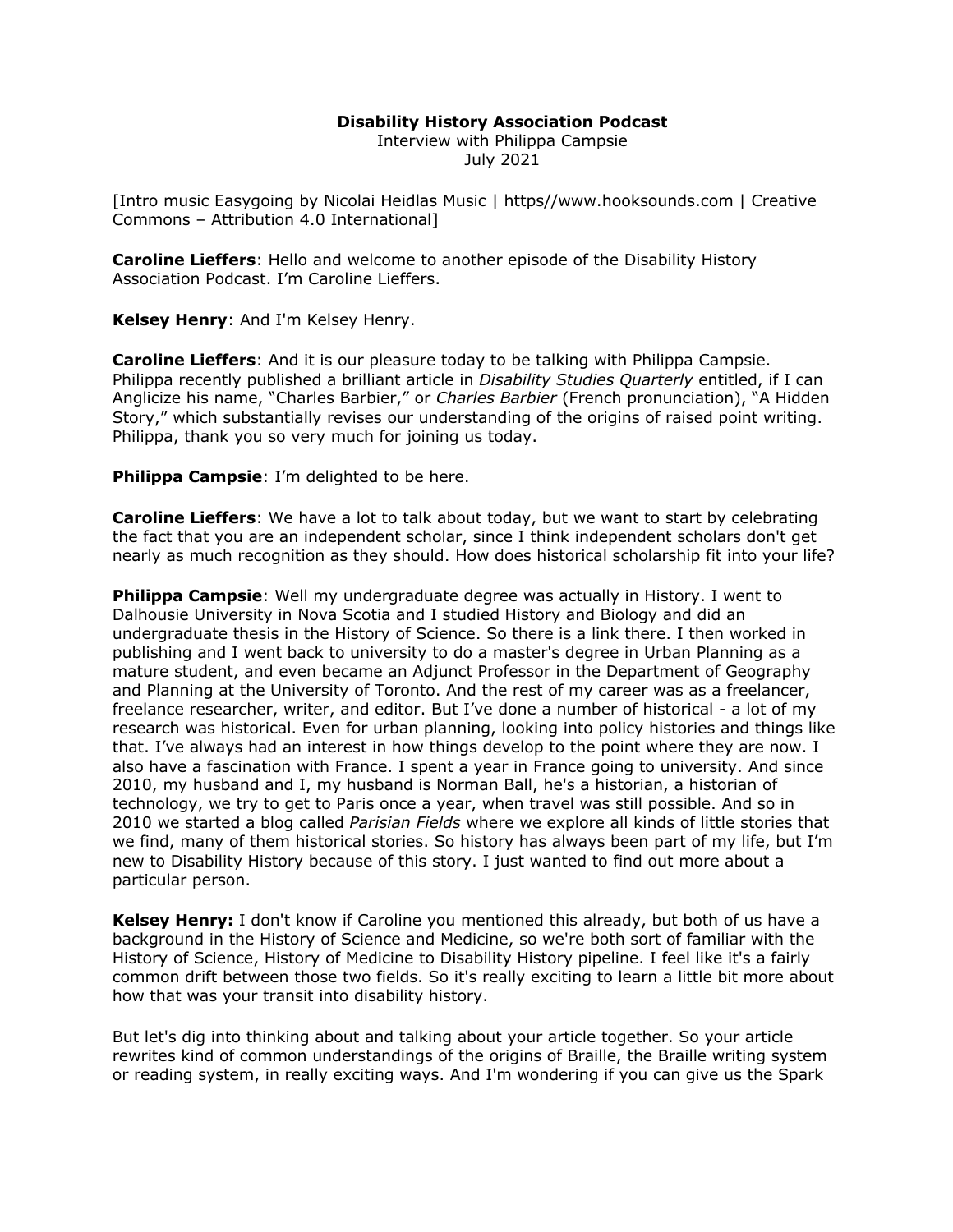**Disability History Association Podcast**

Interview with Philippa Campsie

July 2021

[Intro music Easygoing by Nicolai Heidlas Music | https//www.hooksounds.com | Creative Commons – Attribution 4.0 International]

**Caroline Lieffers**: Hello and welcome to another episode of the Disability History Association Podcast. I'm Caroline Lieffers.

**Kelsey Henry**: And I'm Kelsey Henry.

**Caroline Lieffers**: And it is our pleasure today to be talking with Philippa Campsie. Philippa recently published a brilliant article in *Disability Studies Quarterly* entitled, if I can Anglicize his name, "Charles Barbier," or *Charles Barbier* (French pronunciation), "A Hidden Story," which substantially revises our understanding of the origins of raised point writing. Philippa, thank you so very much for joining us today.

**Philippa Campsie**: I'm delighted to be here.

**Caroline Lieffers**: We have a lot to talk about today, but we want to start by celebrating the fact that you are an independent scholar, since I think independent scholars don't get nearly as much recognition as they should. How does historical scholarship fit into your life?

**Philippa Campsie**: Well my undergraduate degree was actually in History. I went to Dalhousie University in Nova Scotia and I studied History and Biology and did an undergraduate thesis in the History of Science. So there is a link there. I then worked in publishing and I went back to university to do a master's degree in Urban Planning as a mature student, and even became an Adjunct Professor in the Department of Geography and Planning at the University of Toronto. And the rest of my career was as a freelancer, freelance researcher, writer, and editor. But I've done a number of historical - a lot of my research was historical. Even for urban planning, looking into policy histories and things like that. I've always had an interest in how things develop to the point where they are now. I also have a fascination with France. I spent a year in France going to university. And since 2010, my husband and I, my husband is Norman Ball, he's a historian, a historian of technology, we try to get to Paris once a year, when travel was still possible. And so in 2010 we started a blog called *Parisian Fields* where we explore all kinds of little stories that we find, many of them historical stories. So history has always been part of my life, but I'm new to Disability History because of this story. I just wanted to find out more about a particular person.

**Kelsey Henry:** I don't know if Caroline you mentioned this already, but both of us have a background in the History of Science and Medicine, so we're both sort of familiar with the History of Science, History of Medicine to Disability History pipeline. I feel like it's a fairly common drift between those two fields. So it's really exciting to learn a little bit more about how that was your transit into disability history.

But let's dig into thinking about and talking about your article together. So your article rewrites kind of common understandings of the origins of Braille, the Braille writing system or reading system, in really exciting ways. And I'm wondering if you can give us the Spark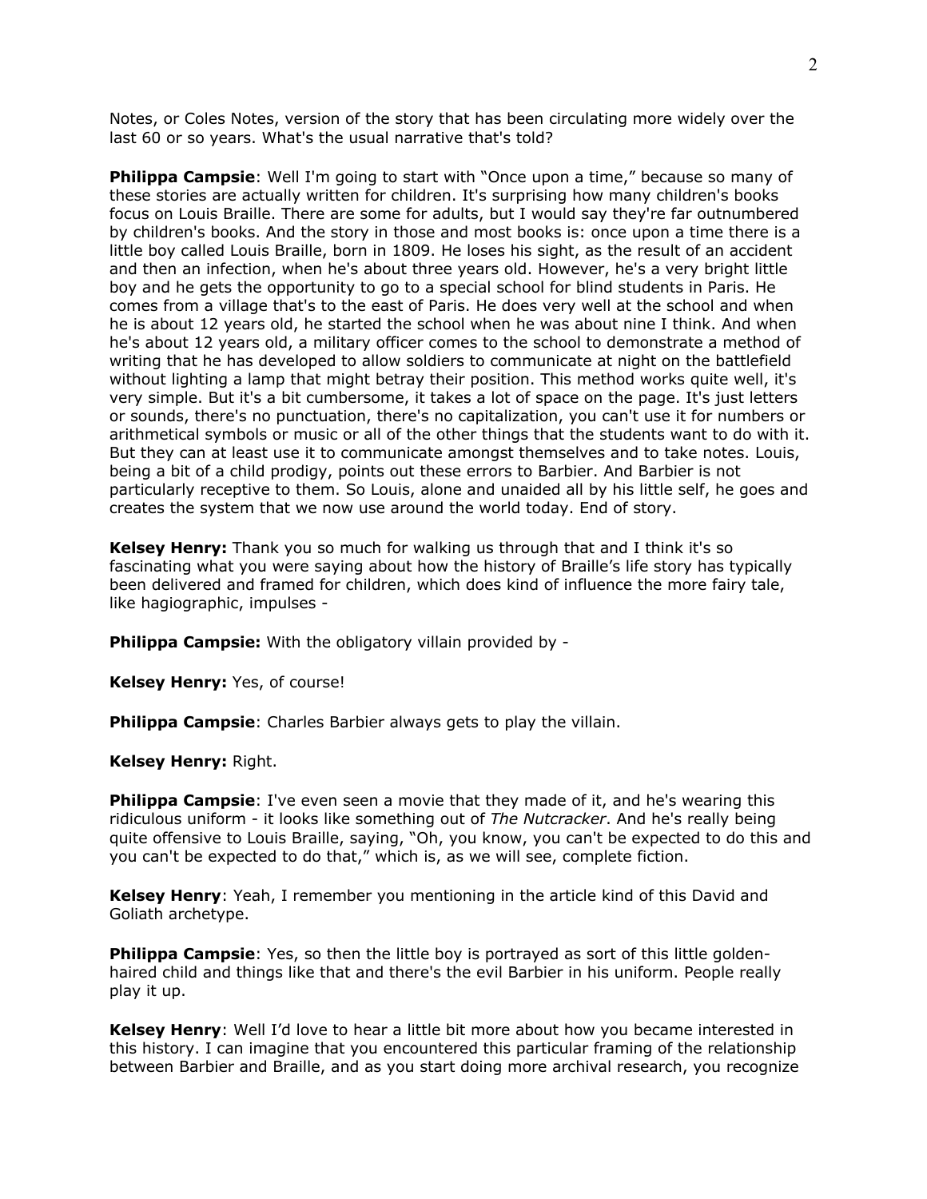Notes, or Coles Notes, version of the story that has been circulating more widely over the last 60 or so years. What's the usual narrative that's told?

**Philippa Campsie**: Well I'm going to start with "Once upon a time," because so many of these stories are actually written for children. It's surprising how many children's books focus on Louis Braille. There are some for adults, but I would say they're far outnumbered by children's books. And the story in those and most books is: once upon a time there is a little boy called Louis Braille, born in 1809. He loses his sight, as the result of an accident and then an infection, when he's about three years old. However, he's a very bright little boy and he gets the opportunity to go to a special school for blind students in Paris. He comes from a village that's to the east of Paris. He does very well at the school and when he is about 12 years old, he started the school when he was about nine I think. And when he's about 12 years old, a military officer comes to the school to demonstrate a method of writing that he has developed to allow soldiers to communicate at night on the battlefield without lighting a lamp that might betray their position. This method works quite well, it's very simple. But it's a bit cumbersome, it takes a lot of space on the page. It's just letters or sounds, there's no punctuation, there's no capitalization, you can't use it for numbers or arithmetical symbols or music or all of the other things that the students want to do with it. But they can at least use it to communicate amongst themselves and to take notes. Louis, being a bit of a child prodigy, points out these errors to Barbier. And Barbier is not particularly receptive to them. So Louis, alone and unaided all by his little self, he goes and creates the system that we now use around the world today. End of story.

**Kelsey Henry:** Thank you so much for walking us through that and I think it's so fascinating what you were saying about how the history of Braille's life story has typically been delivered and framed for children, which does kind of influence the more fairy tale, like hagiographic, impulses -

**Philippa Campsie:** With the obligatory villain provided by -

**Kelsey Henry:** Yes, of course!

**Philippa Campsie**: Charles Barbier always gets to play the villain.

**Kelsey Henry:** Right.

**Philippa Campsie**: I've even seen a movie that they made of it, and he's wearing this ridiculous uniform - it looks like something out of *The Nutcracker*. And he's really being quite offensive to Louis Braille, saying, "Oh, you know, you can't be expected to do this and you can't be expected to do that," which is, as we will see, complete fiction.

**Kelsey Henry**: Yeah, I remember you mentioning in the article kind of this David and Goliath archetype.

**Philippa Campsie**: Yes, so then the little boy is portrayed as sort of this little golden-haired child and things like that and there's the evil Barbier in his uniform. People really play it up.

**Kelsey Henry**: Well I'd love to hear a little bit more about how you became interested in this history. I can imagine that you encountered this particular framing of the relationship between Barbier and Braille, and as you start doing more archival research, you recognize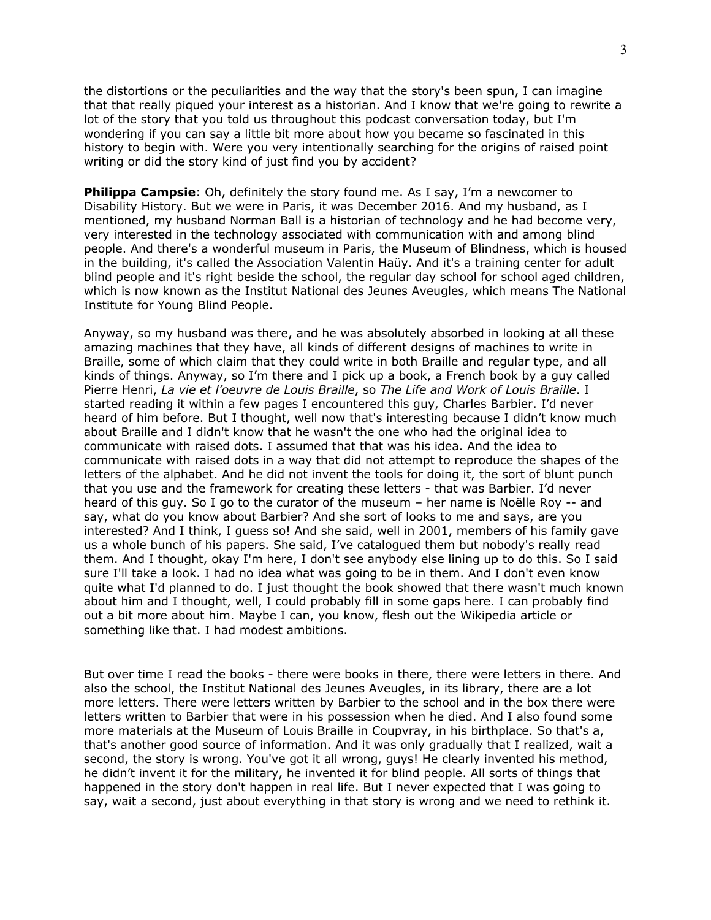the distortions or the peculiarities and the way that the story's been spun, I can imagine that that really piqued your interest as a historian. And I know that we're going to rewrite a lot of the story that you told us throughout this podcast conversation today, but I'm wondering if you can say a little bit more about how you became so fascinated in this history to begin with. Were you very intentionally searching for the origins of raised point writing or did the story kind of just find you by accident?

**Philippa Campsie**: Oh, definitely the story found me. As I say, I'm a newcomer to Disability History. But we were in Paris, it was December 2016. And my husband, as I mentioned, my husband Norman Ball is a historian of technology and he had become very, very interested in the technology associated with communication with and among blind people. And there's a wonderful museum in Paris, the Museum of Blindness, which is housed in the building, it's called the Association Valentin Haüy. And it's a training center for adult blind people and it's right beside the school, the regular day school for school aged children, which is now known as the Institut National des Jeunes Aveugles, which means The National Institute for Young Blind People.

Anyway, so my husband was there, and he was absolutely absorbed in looking at all these amazing machines that they have, all kinds of different designs of machines to write in Braille, some of which claim that they could write in both Braille and regular type, and all kinds of things. Anyway, so I'm there and I pick up a book, a French book by a guy called Pierre Henri, *La vie et l'oeuvre de Louis Braille*, so *The Life and Work of Louis Braille*. I started reading it within a few pages I encountered this guy, Charles Barbier. I'd never heard of him before. But I thought, well now that's interesting because I didn't know much about Braille and I didn't know that he wasn't the one who had the original idea to communicate with raised dots. I assumed that that was his idea. And the idea to communicate with raised dots in a way that did not attempt to reproduce the shapes of the letters of the alphabet. And he did not invent the tools for doing it, the sort of blunt punch that you use and the framework for creating these letters - that was Barbier. I'd never heard of this guy. So I go to the curator of the museum – her name is Noëlle Roy -- and say, what do you know about Barbier? And she sort of looks to me and says, are you interested? And I think, I guess so! And she said, well in 2001, members of his family gave us a whole bunch of his papers. She said, I've catalogued them but nobody's really read them. And I thought, okay I'm here, I don't see anybody else lining up to do this. So I said sure I'll take a look. I had no idea what was going to be in them. And I don't even know quite what I'd planned to do. I just thought the book showed that there wasn't much known about him and I thought, well, I could probably fill in some gaps here. I can probably find out a bit more about him. Maybe I can, you know, flesh out the Wikipedia article or something like that. I had modest ambitions.

But over time I read the books - there were books in there, there were letters in there. And also the school, the Institut National des Jeunes Aveugles, in its library, there are a lot more letters. There were letters written by Barbier to the school and in the box there were letters written to Barbier that were in his possession when he died. And I also found some more materials at the Museum of Louis Braille in Coupvray, in his birthplace. So that's a, that's another good source of information. And it was only gradually that I realized, wait a second, the story is wrong. You've got it all wrong, guys! He clearly invented his method, he didn't invent it for the military, he invented it for blind people. All sorts of things that happened in the story don't happen in real life. But I never expected that I was going to say, wait a second, just about everything in that story is wrong and we need to rethink it.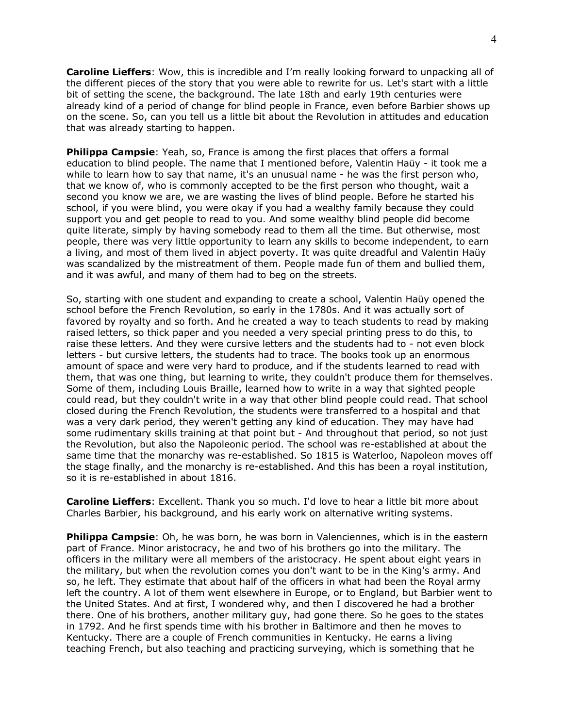**Caroline Lieffers**: Wow, this is incredible and I'm really looking forward to unpacking all of the different pieces of the story that you were able to rewrite for us. Let's start with a little bit of setting the scene, the background. The late 18th and early 19th centuries were already kind of a period of change for blind people in France, even before Barbier shows up on the scene. So, can you tell us a little bit about the Revolution in attitudes and education that was already starting to happen.

**Philippa Campsie**: Yeah, so, France is among the first places that offers a formal education to blind people. The name that I mentioned before, Valentin Haüy - it took me a while to learn how to say that name, it's an unusual name - he was the first person who, that we know of, who is commonly accepted to be the first person who thought, wait a second you know we are, we are wasting the lives of blind people. Before he started his school, if you were blind, you were okay if you had a wealthy family because they could support you and get people to read to you. And some wealthy blind people did become quite literate, simply by having somebody read to them all the time. But otherwise, most people, there was very little opportunity to learn any skills to become independent, to earn a living, and most of them lived in abject poverty. It was quite dreadful and Valentin Haüy was scandalized by the mistreatment of them. People made fun of them and bullied them, and it was awful, and many of them had to beg on the streets.

So, starting with one student and expanding to create a school, Valentin Haüy opened the school before the French Revolution, so early in the 1780s. And it was actually sort of favored by royalty and so forth. And he created a way to teach students to read by making raised letters, so thick paper and you needed a very special printing press to do this, to raise these letters. And they were cursive letters and the students had to - not even block letters - but cursive letters, the students had to trace. The books took up an enormous amount of space and were very hard to produce, and if the students learned to read with them, that was one thing, but learning to write, they couldn't produce them for themselves. Some of them, including Louis Braille, learned how to write in a way that sighted people could read, but they couldn't write in a way that other blind people could read. That school closed during the French Revolution, the students were transferred to a hospital and that was a very dark period, they weren't getting any kind of education. They may have had some rudimentary skills training at that point but - And throughout that period, so not just the Revolution, but also the Napoleonic period. The school was re-established at about the same time that the monarchy was re-established. So 1815 is Waterloo, Napoleon moves off the stage finally, and the monarchy is re-established. And this has been a royal institution, so it is re-established in about 1816.

**Caroline Lieffers**: Excellent. Thank you so much. I'd love to hear a little bit more about Charles Barbier, his background, and his early work on alternative writing systems.

**Philippa Campsie**: Oh, he was born, he was born in Valenciennes, which is in the eastern part of France. Minor aristocracy, he and two of his brothers go into the military. The officers in the military were all members of the aristocracy. He spent about eight years in the military, but when the revolution comes you don't want to be in the King's army. And so, he left. They estimate that about half of the officers in what had been the Royal army left the country. A lot of them went elsewhere in Europe, or to England, but Barbier went to the United States. And at first, I wondered why, and then I discovered he had a brother there. One of his brothers, another military guy, had gone there. So he goes to the states in 1792. And he first spends time with his brother in Baltimore and then he moves to Kentucky. There are a couple of French communities in Kentucky. He earns a living teaching French, but also teaching and practicing surveying, which is something that he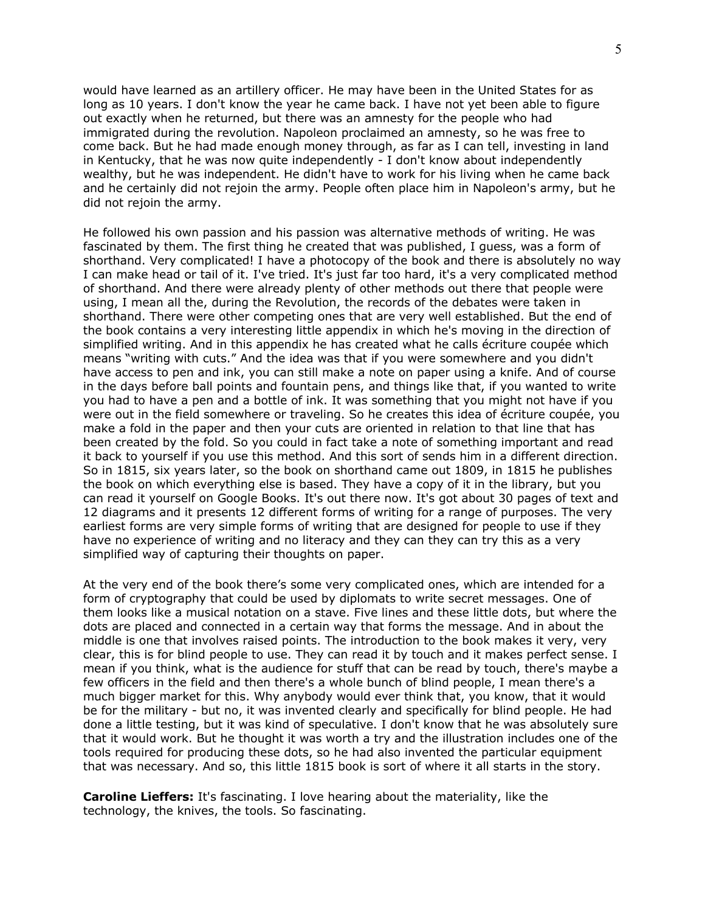would have learned as an artillery officer. He may have been in the United States for as long as 10 years. I don't know the year he came back. I have not yet been able to figure out exactly when he returned, but there was an amnesty for the people who had immigrated during the revolution. Napoleon proclaimed an amnesty, so he was free to come back. But he had made enough money through, as far as I can tell, investing in land in Kentucky, that he was now quite independently - I don't know about independently wealthy, but he was independent. He didn't have to work for his living when he came back and he certainly did not rejoin the army. People often place him in Napoleon's army, but he did not rejoin the army.

He followed his own passion and his passion was alternative methods of writing. He was fascinated by them. The first thing he created that was published, I guess, was a form of shorthand. Very complicated! I have a photocopy of the book and there is absolutely no way I can make head or tail of it. I've tried. It's just far too hard, it's a very complicated method of shorthand. And there were already plenty of other methods out there that people were using, I mean all the, during the Revolution, the records of the debates were taken in shorthand. There were other competing ones that are very well established. But the end of the book contains a very interesting little appendix in which he's moving in the direction of simplified writing. And in this appendix he has created what he calls écriture coupée which means "writing with cuts." And the idea was that if you were somewhere and you didn't have access to pen and ink, you can still make a note on paper using a knife. And of course in the days before ball points and fountain pens, and things like that, if you wanted to write you had to have a pen and a bottle of ink. It was something that you might not have if you were out in the field somewhere or traveling. So he creates this idea of écriture coupée, you make a fold in the paper and then your cuts are oriented in relation to that line that has been created by the fold. So you could in fact take a note of something important and read it back to yourself if you use this method. And this sort of sends him in a different direction. So in 1815, six years later, so the book on shorthand came out 1809, in 1815 he publishes the book on which everything else is based. They have a copy of it in the library, but you can read it yourself on Google Books. It's out there now. It's got about 30 pages of text and 12 diagrams and it presents 12 different forms of writing for a range of purposes. The very earliest forms are very simple forms of writing that are designed for people to use if they have no experience of writing and no literacy and they can they can try this as a very simplified way of capturing their thoughts on paper.

At the very end of the book there's some very complicated ones, which are intended for a form of cryptography that could be used by diplomats to write secret messages. One of them looks like a musical notation on a stave. Five lines and these little dots, but where the dots are placed and connected in a certain way that forms the message. And in about the middle is one that involves raised points. The introduction to the book makes it very, very clear, this is for blind people to use. They can read it by touch and it makes perfect sense. I mean if you think, what is the audience for stuff that can be read by touch, there's maybe a few officers in the field and then there's a whole bunch of blind people, I mean there's a much bigger market for this. Why anybody would ever think that, you know, that it would be for the military - but no, it was invented clearly and specifically for blind people. He had done a little testing, but it was kind of speculative. I don't know that he was absolutely sure that it would work. But he thought it was worth a try and the illustration includes one of the tools required for producing these dots, so he had also invented the particular equipment that was necessary. And so, this little 1815 book is sort of where it all starts in the story.

**Caroline Lieffers:** It's fascinating. I love hearing about the materiality, like the technology, the knives, the tools. So fascinating.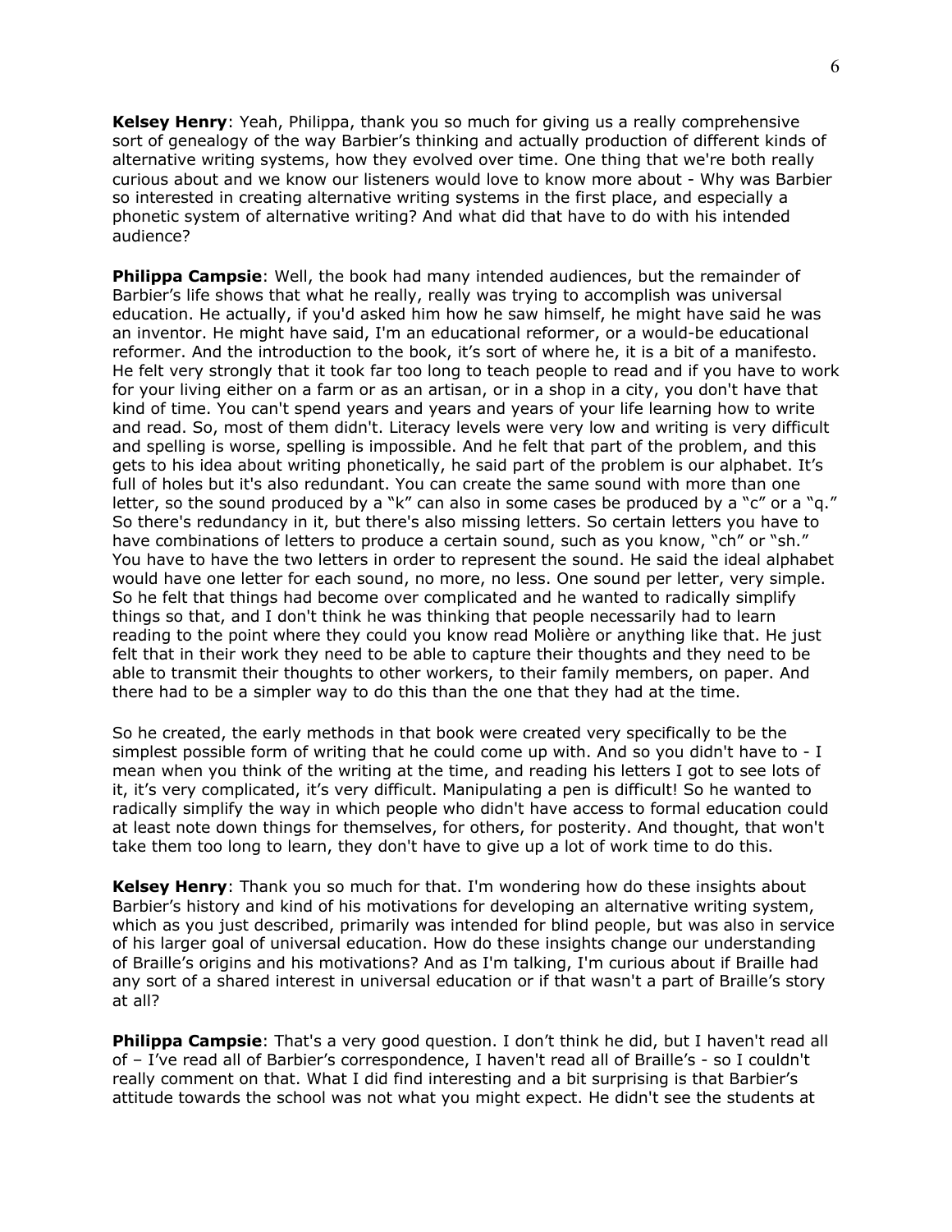**Kelsey Henry**: Yeah, Philippa, thank you so much for giving us a really comprehensive sort of genealogy of the way Barbier's thinking and actually production of different kinds of alternative writing systems, how they evolved over time. One thing that we're both really curious about and we know our listeners would love to know more about - Why was Barbier so interested in creating alternative writing systems in the first place, and especially a phonetic system of alternative writing? And what did that have to do with his intended audience?

**Philippa Campsie**: Well, the book had many intended audiences, but the remainder of Barbier's life shows that what he really, really was trying to accomplish was universal education. He actually, if you'd asked him how he saw himself, he might have said he was an inventor. He might have said, I'm an educational reformer, or a would-be educational reformer. And the introduction to the book, it's sort of where he, it is a bit of a manifesto. He felt very strongly that it took far too long to teach people to read and if you have to work for your living either on a farm or as an artisan, or in a shop in a city, you don't have that kind of time. You can't spend years and years and years of your life learning how to write and read. So, most of them didn't. Literacy levels were very low and writing is very difficult and spelling is worse, spelling is impossible. And he felt that part of the problem, and this gets to his idea about writing phonetically, he said part of the problem is our alphabet. It's full of holes but it's also redundant. You can create the same sound with more than one letter, so the sound produced by a "k" can also in some cases be produced by a "c" or a "q." So there's redundancy in it, but there's also missing letters. So certain letters you have to have combinations of letters to produce a certain sound, such as you know, "ch" or "sh." You have to have the two letters in order to represent the sound. He said the ideal alphabet would have one letter for each sound, no more, no less. One sound per letter, very simple. So he felt that things had become over complicated and he wanted to radically simplify things so that, and I don't think he was thinking that people necessarily had to learn reading to the point where they could you know read Molière or anything like that. He just felt that in their work they need to be able to capture their thoughts and they need to be able to transmit their thoughts to other workers, to their family members, on paper. And there had to be a simpler way to do this than the one that they had at the time.

So he created, the early methods in that book were created very specifically to be the simplest possible form of writing that he could come up with. And so you didn't have to - I mean when you think of the writing at the time, and reading his letters I got to see lots of it, it's very complicated, it's very difficult. Manipulating a pen is difficult! So he wanted to radically simplify the way in which people who didn't have access to formal education could at least note down things for themselves, for others, for posterity. And thought, that won't take them too long to learn, they don't have to give up a lot of work time to do this.

**Kelsey Henry**: Thank you so much for that. I'm wondering how do these insights about Barbier's history and kind of his motivations for developing an alternative writing system, which as you just described, primarily was intended for blind people, but was also in service of his larger goal of universal education. How do these insights change our understanding of Braille's origins and his motivations? And as I'm talking, I'm curious about if Braille had any sort of a shared interest in universal education or if that wasn't a part of Braille's story at all?

**Philippa Campsie**: That's a very good question. I don't think he did, but I haven't read all of – I've read all of Barbier's correspondence, I haven't read all of Braille's - so I couldn't really comment on that. What I did find interesting and a bit surprising is that Barbier's attitude towards the school was not what you might expect. He didn't see the students at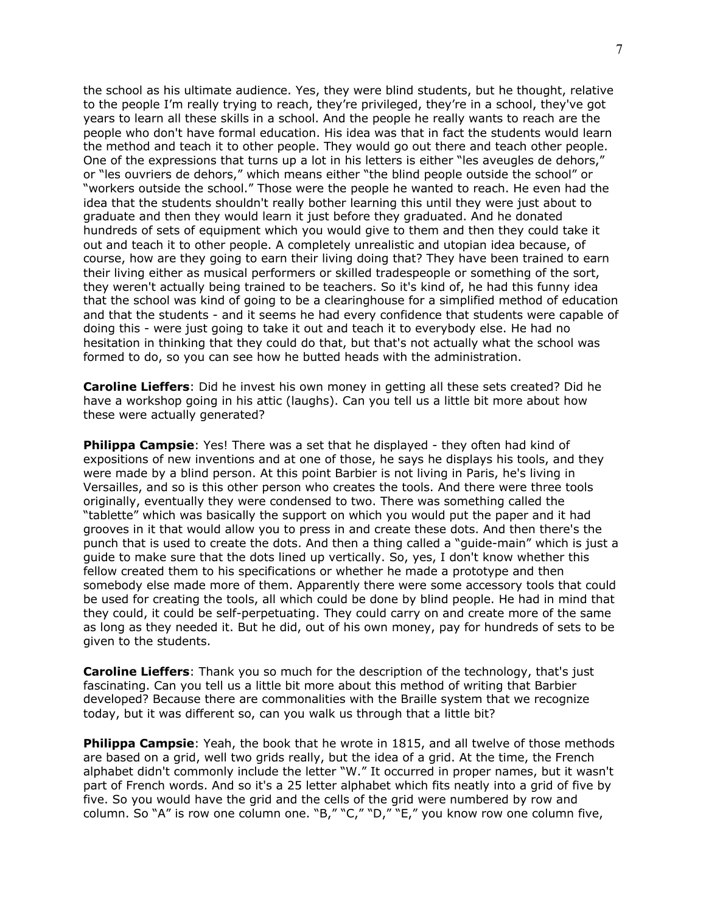the school as his ultimate audience. Yes, they were blind students, but he thought, relative to the people I'm really trying to reach, they're privileged, they're in a school, they've got years to learn all these skills in a school. And the people he really wants to reach are the people who don't have formal education. His idea was that in fact the students would learn the method and teach it to other people. They would go out there and teach other people. One of the expressions that turns up a lot in his letters is either "les aveugles de dehors," or "les ouvriers de dehors," which means either "the blind people outside the school" or "workers outside the school." Those were the people he wanted to reach. He even had the idea that the students shouldn't really bother learning this until they were just about to graduate and then they would learn it just before they graduated. And he donated hundreds of sets of equipment which you would give to them and then they could take it out and teach it to other people. A completely unrealistic and utopian idea because, of course, how are they going to earn their living doing that? They have been trained to earn their living either as musical performers or skilled tradespeople or something of the sort, they weren't actually being trained to be teachers. So it's kind of, he had this funny idea that the school was kind of going to be a clearinghouse for a simplified method of education and that the students - and it seems he had every confidence that students were capable of doing this - were just going to take it out and teach it to everybody else. He had no hesitation in thinking that they could do that, but that's not actually what the school was formed to do, so you can see how he butted heads with the administration.

**Caroline Lieffers**: Did he invest his own money in getting all these sets created? Did he have a workshop going in his attic (laughs). Can you tell us a little bit more about how these were actually generated?

**Philippa Campsie**: Yes! There was a set that he displayed - they often had kind of expositions of new inventions and at one of those, he says he displays his tools, and they were made by a blind person. At this point Barbier is not living in Paris, he's living in Versailles, and so is this other person who creates the tools. And there were three tools originally, eventually they were condensed to two. There was something called the "tablette" which was basically the support on which you would put the paper and it had grooves in it that would allow you to press in and create these dots. And then there's the punch that is used to create the dots. And then a thing called a "guide-main" which is just a guide to make sure that the dots lined up vertically. So, yes, I don't know whether this fellow created them to his specifications or whether he made a prototype and then somebody else made more of them. Apparently there were some accessory tools that could be used for creating the tools, all which could be done by blind people. He had in mind that they could, it could be self-perpetuating. They could carry on and create more of the same as long as they needed it. But he did, out of his own money, pay for hundreds of sets to be given to the students.

**Caroline Lieffers**: Thank you so much for the description of the technology, that's just fascinating. Can you tell us a little bit more about this method of writing that Barbier developed? Because there are commonalities with the Braille system that we recognize today, but it was different so, can you walk us through that a little bit?

**Philippa Campsie**: Yeah, the book that he wrote in 1815, and all twelve of those methods are based on a grid, well two grids really, but the idea of a grid. At the time, the French alphabet didn't commonly include the letter "W." It occurred in proper names, but it wasn't part of French words. And so it's a 25 letter alphabet which fits neatly into a grid of five by five. So you would have the grid and the cells of the grid were numbered by row and column. So "A" is row one column one. "B," "C," "D," "E," you know row one column five,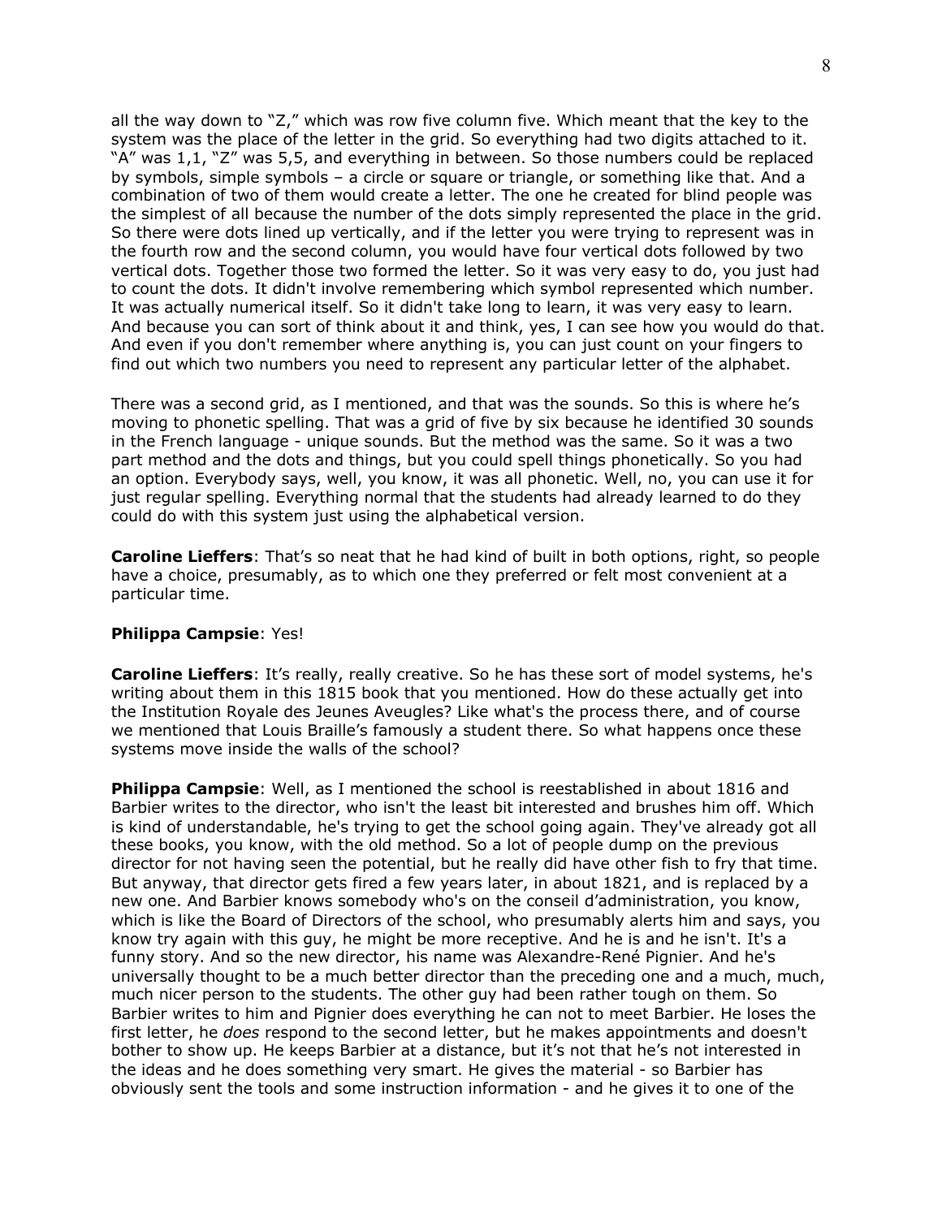all the way down to "Z," which was row five column five. Which meant that the key to the system was the place of the letter in the grid. So everything had two digits attached to it. "A" was 1,1, "Z" was 5,5, and everything in between. So those numbers could be replaced by symbols, simple symbols – a circle or square or triangle, or something like that. And a combination of two of them would create a letter. The one he created for blind people was the simplest of all because the number of the dots simply represented the place in the grid. So there were dots lined up vertically, and if the letter you were trying to represent was in the fourth row and the second column, you would have four vertical dots followed by two vertical dots. Together those two formed the letter. So it was very easy to do, you just had to count the dots. It didn't involve remembering which symbol represented which number. It was actually numerical itself. So it didn't take long to learn, it was very easy to learn. And because you can sort of think about it and think, yes, I can see how you would do that. And even if you don't remember where anything is, you can just count on your fingers to find out which two numbers you need to represent any particular letter of the alphabet.

There was a second grid, as I mentioned, and that was the sounds. So this is where he's moving to phonetic spelling. That was a grid of five by six because he identified 30 sounds in the French language - unique sounds. But the method was the same. So it was a two part method and the dots and things, but you could spell things phonetically. So you had an option. Everybody says, well, you know, it was all phonetic. Well, no, you can use it for just regular spelling. Everything normal that the students had already learned to do they could do with this system just using the alphabetical version.

**Caroline Lieffers**: That's so neat that he had kind of built in both options, right, so people have a choice, presumably, as to which one they preferred or felt most convenient at a particular time.

**Philippa Campsie**: Yes!

**Caroline Lieffers**: It's really, really creative. So he has these sort of model systems, he's writing about them in this 1815 book that you mentioned. How do these actually get into the Institution Royale des Jeunes Aveugles? Like what's the process there, and of course we mentioned that Louis Braille's famously a student there. So what happens once these systems move inside the walls of the school?

**Philippa Campsie**: Well, as I mentioned the school is reestablished in about 1816 and Barbier writes to the director, who isn't the least bit interested and brushes him off. Which is kind of understandable, he's trying to get the school going again. They've already got all these books, you know, with the old method. So a lot of people dump on the previous director for not having seen the potential, but he really did have other fish to fry that time. But anyway, that director gets fired a few years later, in about 1821, and is replaced by a new one. And Barbier knows somebody who's on the conseil d'administration, you know, which is like the Board of Directors of the school, who presumably alerts him and says, you know try again with this guy, he might be more receptive. And he is and he isn't. It's a funny story. And so the new director, his name was Alexandre-René Pignier. And he's universally thought to be a much better director than the preceding one and a much, much, much nicer person to the students. The other guy had been rather tough on them. So Barbier writes to him and Pignier does everything he can not to meet Barbier. He loses the first letter, he *does* respond to the second letter, but he makes appointments and doesn't bother to show up. He keeps Barbier at a distance, but it's not that he's not interested in the ideas and he does something very smart. He gives the material - so Barbier has obviously sent the tools and some instruction information - and he gives it to one of the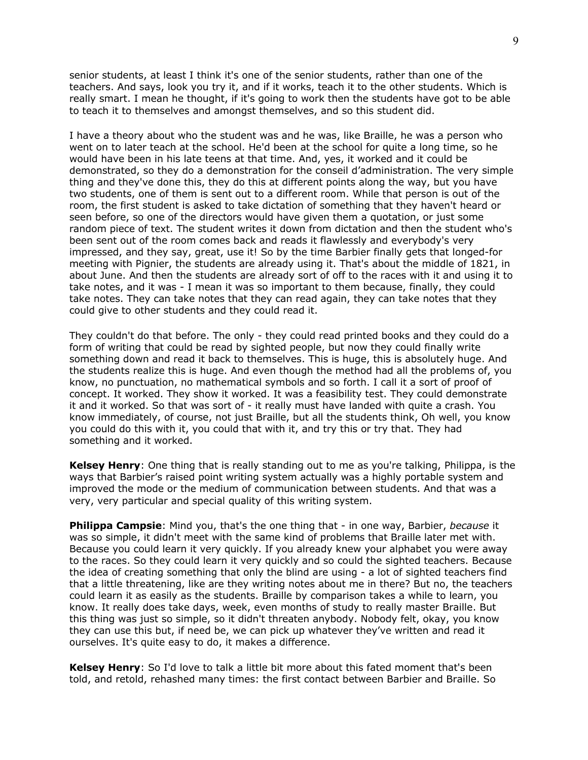senior students, at least I think it's one of the senior students, rather than one of the teachers. And says, look you try it, and if it works, teach it to the other students. Which is really smart. I mean he thought, if it's going to work then the students have got to be able to teach it to themselves and amongst themselves, and so this student did.

I have a theory about who the student was and he was, like Braille, he was a person who went on to later teach at the school. He'd been at the school for quite a long time, so he would have been in his late teens at that time. And, yes, it worked and it could be demonstrated, so they do a demonstration for the conseil d'administration. The very simple thing and they've done this, they do this at different points along the way, but you have two students, one of them is sent out to a different room. While that person is out of the room, the first student is asked to take dictation of something that they haven't heard or seen before, so one of the directors would have given them a quotation, or just some random piece of text. The student writes it down from dictation and then the student who's been sent out of the room comes back and reads it flawlessly and everybody's very impressed, and they say, great, use it! So by the time Barbier finally gets that longed-for meeting with Pignier, the students are already using it. That's about the middle of 1821, in about June. And then the students are already sort of off to the races with it and using it to take notes, and it was - I mean it was so important to them because, finally, they could take notes. They can take notes that they can read again, they can take notes that they could give to other students and they could read it.

They couldn't do that before. The only - they could read printed books and they could do a form of writing that could be read by sighted people, but now they could finally write something down and read it back to themselves. This is huge, this is absolutely huge. And the students realize this is huge. And even though the method had all the problems of, you know, no punctuation, no mathematical symbols and so forth. I call it a sort of proof of concept. It worked. They show it worked. It was a feasibility test. They could demonstrate it and it worked. So that was sort of - it really must have landed with quite a crash. You know immediately, of course, not just Braille, but all the students think, Oh well, you know you could do this with it, you could that with it, and try this or try that. They had something and it worked.

**Kelsey Henry**: One thing that is really standing out to me as you're talking, Philippa, is the ways that Barbier's raised point writing system actually was a highly portable system and improved the mode or the medium of communication between students. And that was a very, very particular and special quality of this writing system.

**Philippa Campsie**: Mind you, that's the one thing that - in one way, Barbier, *because* it was so simple, it didn't meet with the same kind of problems that Braille later met with. Because you could learn it very quickly. If you already knew your alphabet you were away to the races. So they could learn it very quickly and so could the sighted teachers. Because the idea of creating something that only the blind are using - a lot of sighted teachers find that a little threatening, like are they writing notes about me in there? But no, the teachers could learn it as easily as the students. Braille by comparison takes a while to learn, you know. It really does take days, week, even months of study to really master Braille. But this thing was just so simple, so it didn't threaten anybody. Nobody felt, okay, you know they can use this but, if need be, we can pick up whatever they've written and read it ourselves. It's quite easy to do, it makes a difference.

**Kelsey Henry**: So I'd love to talk a little bit more about this fated moment that's been told, and retold, rehashed many times: the first contact between Barbier and Braille. So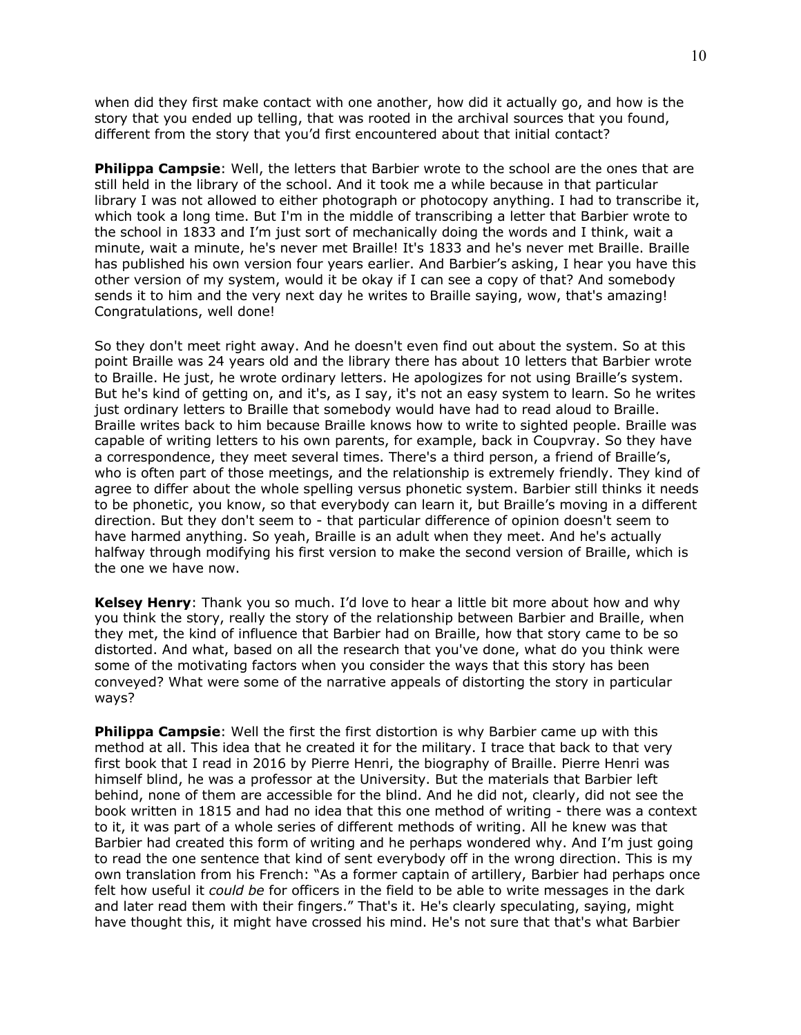when did they first make contact with one another, how did it actually go, and how is the story that you ended up telling, that was rooted in the archival sources that you found, different from the story that you'd first encountered about that initial contact?

**Philippa Campsie**: Well, the letters that Barbier wrote to the school are the ones that are still held in the library of the school. And it took me a while because in that particular library I was not allowed to either photograph or photocopy anything. I had to transcribe it, which took a long time. But I'm in the middle of transcribing a letter that Barbier wrote to the school in 1833 and I'm just sort of mechanically doing the words and I think, wait a minute, wait a minute, he's never met Braille! It's 1833 and he's never met Braille. Braille has published his own version four years earlier. And Barbier's asking, I hear you have this other version of my system, would it be okay if I can see a copy of that? And somebody sends it to him and the very next day he writes to Braille saying, wow, that's amazing! Congratulations, well done!

So they don't meet right away. And he doesn't even find out about the system. So at this point Braille was 24 years old and the library there has about 10 letters that Barbier wrote to Braille. He just, he wrote ordinary letters. He apologizes for not using Braille's system. But he's kind of getting on, and it's, as I say, it's not an easy system to learn. So he writes just ordinary letters to Braille that somebody would have had to read aloud to Braille. Braille writes back to him because Braille knows how to write to sighted people. Braille was capable of writing letters to his own parents, for example, back in Coupvray. So they have a correspondence, they meet several times. There's a third person, a friend of Braille's, who is often part of those meetings, and the relationship is extremely friendly. They kind of agree to differ about the whole spelling versus phonetic system. Barbier still thinks it needs to be phonetic, you know, so that everybody can learn it, but Braille's moving in a different direction. But they don't seem to - that particular difference of opinion doesn't seem to have harmed anything. So yeah, Braille is an adult when they meet. And he's actually halfway through modifying his first version to make the second version of Braille, which is the one we have now.

**Kelsey Henry**: Thank you so much. I'd love to hear a little bit more about how and why you think the story, really the story of the relationship between Barbier and Braille, when they met, the kind of influence that Barbier had on Braille, how that story came to be so distorted. And what, based on all the research that you've done, what do you think were some of the motivating factors when you consider the ways that this story has been conveyed? What were some of the narrative appeals of distorting the story in particular ways?

**Philippa Campsie**: Well the first the first distortion is why Barbier came up with this method at all. This idea that he created it for the military. I trace that back to that very first book that I read in 2016 by Pierre Henri, the biography of Braille. Pierre Henri was himself blind, he was a professor at the University. But the materials that Barbier left behind, none of them are accessible for the blind. And he did not, clearly, did not see the book written in 1815 and had no idea that this one method of writing - there was a context to it, it was part of a whole series of different methods of writing. All he knew was that Barbier had created this form of writing and he perhaps wondered why. And I'm just going to read the one sentence that kind of sent everybody off in the wrong direction. This is my own translation from his French: "As a former captain of artillery, Barbier had perhaps once felt how useful it *could be* for officers in the field to be able to write messages in the dark and later read them with their fingers." That's it. He's clearly speculating, saying, might have thought this, it might have crossed his mind. He's not sure that that's what Barbier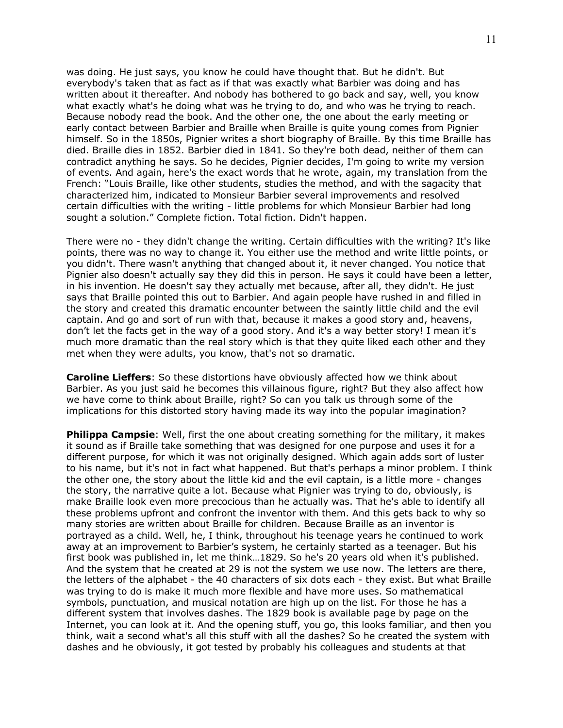was doing. He just says, you know he could have thought that. But he didn't. But everybody's taken that as fact as if that was exactly what Barbier was doing and has written about it thereafter. And nobody has bothered to go back and say, well, you know what exactly what's he doing what was he trying to do, and who was he trying to reach. Because nobody read the book. And the other one, the one about the early meeting or early contact between Barbier and Braille when Braille is quite young comes from Pignier himself. So in the 1850s, Pignier writes a short biography of Braille. By this time Braille has died. Braille dies in 1852. Barbier died in 1841. So they're both dead, neither of them can contradict anything he says. So he decides, Pignier decides, I'm going to write my version of events. And again, here's the exact words that he wrote, again, my translation from the French: "Louis Braille, like other students, studies the method, and with the sagacity that characterized him, indicated to Monsieur Barbier several improvements and resolved certain difficulties with the writing - little problems for which Monsieur Barbier had long sought a solution." Complete fiction. Total fiction. Didn't happen.

There were no - they didn't change the writing. Certain difficulties with the writing? It's like points, there was no way to change it. You either use the method and write little points, or you didn't. There wasn't anything that changed about it, it never changed. You notice that Pignier also doesn't actually say they did this in person. He says it could have been a letter, in his invention. He doesn't say they actually met because, after all, they didn't. He just says that Braille pointed this out to Barbier. And again people have rushed in and filled in the story and created this dramatic encounter between the saintly little child and the evil captain. And go and sort of run with that, because it makes a good story and, heavens, don't let the facts get in the way of a good story. And it's a way better story! I mean it's much more dramatic than the real story which is that they quite liked each other and they met when they were adults, you know, that's not so dramatic.

**Caroline Lieffers**: So these distortions have obviously affected how we think about Barbier. As you just said he becomes this villainous figure, right? But they also affect how we have come to think about Braille, right? So can you talk us through some of the implications for this distorted story having made its way into the popular imagination?

**Philippa Campsie**: Well, first the one about creating something for the military, it makes it sound as if Braille take something that was designed for one purpose and uses it for a different purpose, for which it was not originally designed. Which again adds sort of luster to his name, but it's not in fact what happened. But that's perhaps a minor problem. I think the other one, the story about the little kid and the evil captain, is a little more - changes the story, the narrative quite a lot. Because what Pignier was trying to do, obviously, is make Braille look even more precocious than he actually was. That he's able to identify all these problems upfront and confront the inventor with them. And this gets back to why so many stories are written about Braille for children. Because Braille as an inventor is portrayed as a child. Well, he, I think, throughout his teenage years he continued to work away at an improvement to Barbier's system, he certainly started as a teenager. But his first book was published in, let me think…1829. So he's 20 years old when it's published. And the system that he created at 29 is not the system we use now. The letters are there, the letters of the alphabet - the 40 characters of six dots each - they exist. But what Braille was trying to do is make it much more flexible and have more uses. So mathematical symbols, punctuation, and musical notation are high up on the list. For those he has a different system that involves dashes. The 1829 book is available page by page on the Internet, you can look at it. And the opening stuff, you go, this looks familiar, and then you think, wait a second what's all this stuff with all the dashes? So he created the system with dashes and he obviously, it got tested by probably his colleagues and students at that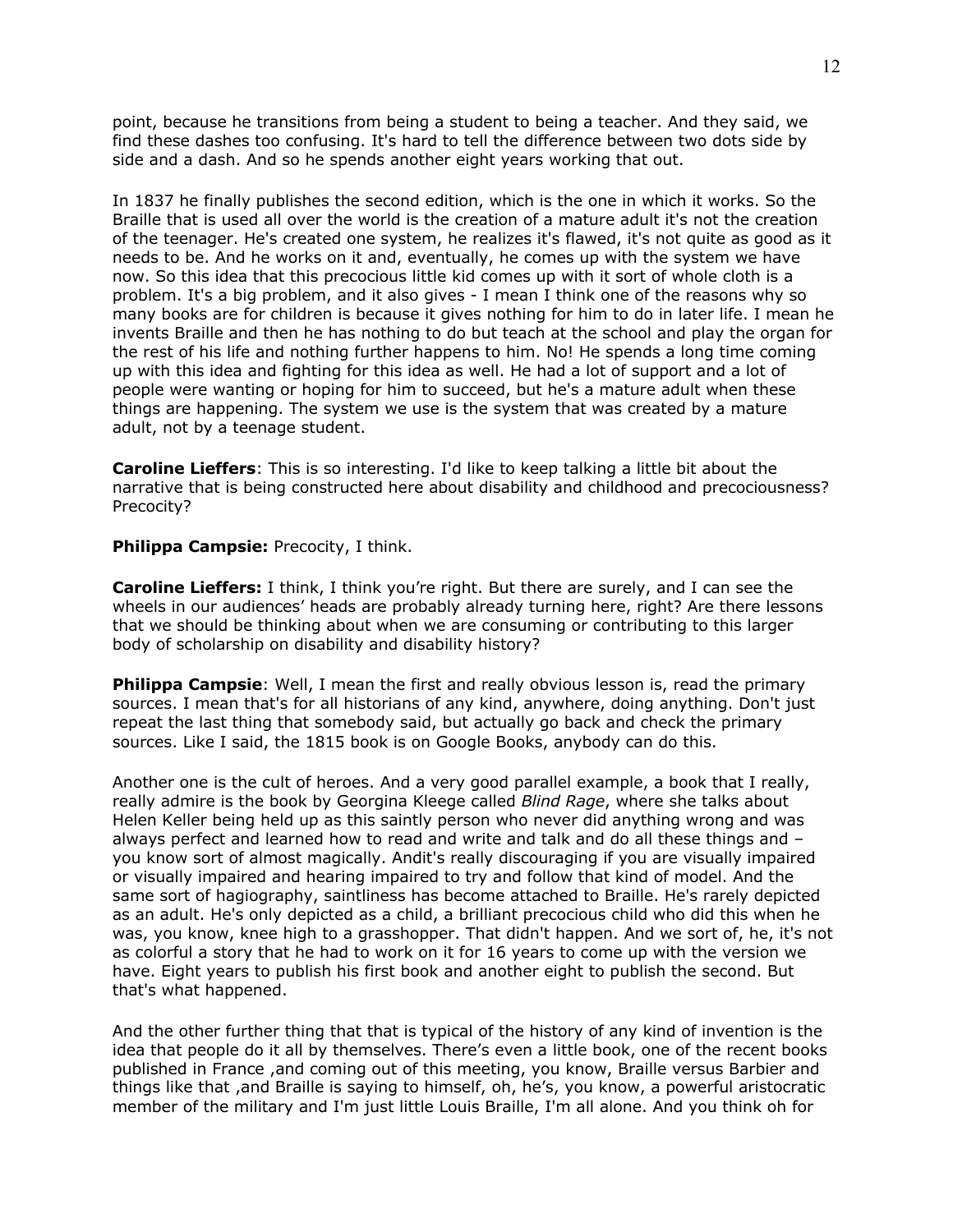point, because he transitions from being a student to being a teacher. And they said, we find these dashes too confusing. It's hard to tell the difference between two dots side by side and a dash. And so he spends another eight years working that out.

In 1837 he finally publishes the second edition, which is the one in which it works. So the Braille that is used all over the world is the creation of a mature adult it's not the creation of the teenager. He's created one system, he realizes it's flawed, it's not quite as good as it needs to be. And he works on it and, eventually, he comes up with the system we have now. So this idea that this precocious little kid comes up with it sort of whole cloth is a problem. It's a big problem, and it also gives - I mean I think one of the reasons why so many books are for children is because it gives nothing for him to do in later life. I mean he invents Braille and then he has nothing to do but teach at the school and play the organ for the rest of his life and nothing further happens to him. No! He spends a long time coming up with this idea and fighting for this idea as well. He had a lot of support and a lot of people were wanting or hoping for him to succeed, but he's a mature adult when these things are happening. The system we use is the system that was created by a mature adult, not by a teenage student.

**Caroline Lieffers**: This is so interesting. I'd like to keep talking a little bit about the narrative that is being constructed here about disability and childhood and precociousness? Precocity?

**Philippa Campsie:** Precocity, I think.

**Caroline Lieffers:** I think, I think you're right. But there are surely, and I can see the wheels in our audiences' heads are probably already turning here, right? Are there lessons that we should be thinking about when we are consuming or contributing to this larger body of scholarship on disability and disability history?

**Philippa Campsie**: Well, I mean the first and really obvious lesson is, read the primary sources. I mean that's for all historians of any kind, anywhere, doing anything. Don't just repeat the last thing that somebody said, but actually go back and check the primary sources. Like I said, the 1815 book is on Google Books, anybody can do this.

Another one is the cult of heroes. And a very good parallel example, a book that I really, really admire is the book by Georgina Kleege called *Blind Rage*, where she talks about Helen Keller being held up as this saintly person who never did anything wrong and was always perfect and learned how to read and write and talk and do all these things and – you know sort of almost magically. Andit's really discouraging if you are visually impaired or visually impaired and hearing impaired to try and follow that kind of model. And the same sort of hagiography, saintliness has become attached to Braille. He's rarely depicted as an adult. He's only depicted as a child, a brilliant precocious child who did this when he was, you know, knee high to a grasshopper. That didn't happen. And we sort of, he, it's not as colorful a story that he had to work on it for 16 years to come up with the version we have. Eight years to publish his first book and another eight to publish the second. But that's what happened.

And the other further thing that that is typical of the history of any kind of invention is the idea that people do it all by themselves. There's even a little book, one of the recent books published in France ,and coming out of this meeting, you know, Braille versus Barbier and things like that ,and Braille is saying to himself, oh, he's, you know, a powerful aristocratic member of the military and I'm just little Louis Braille, I'm all alone. And you think oh for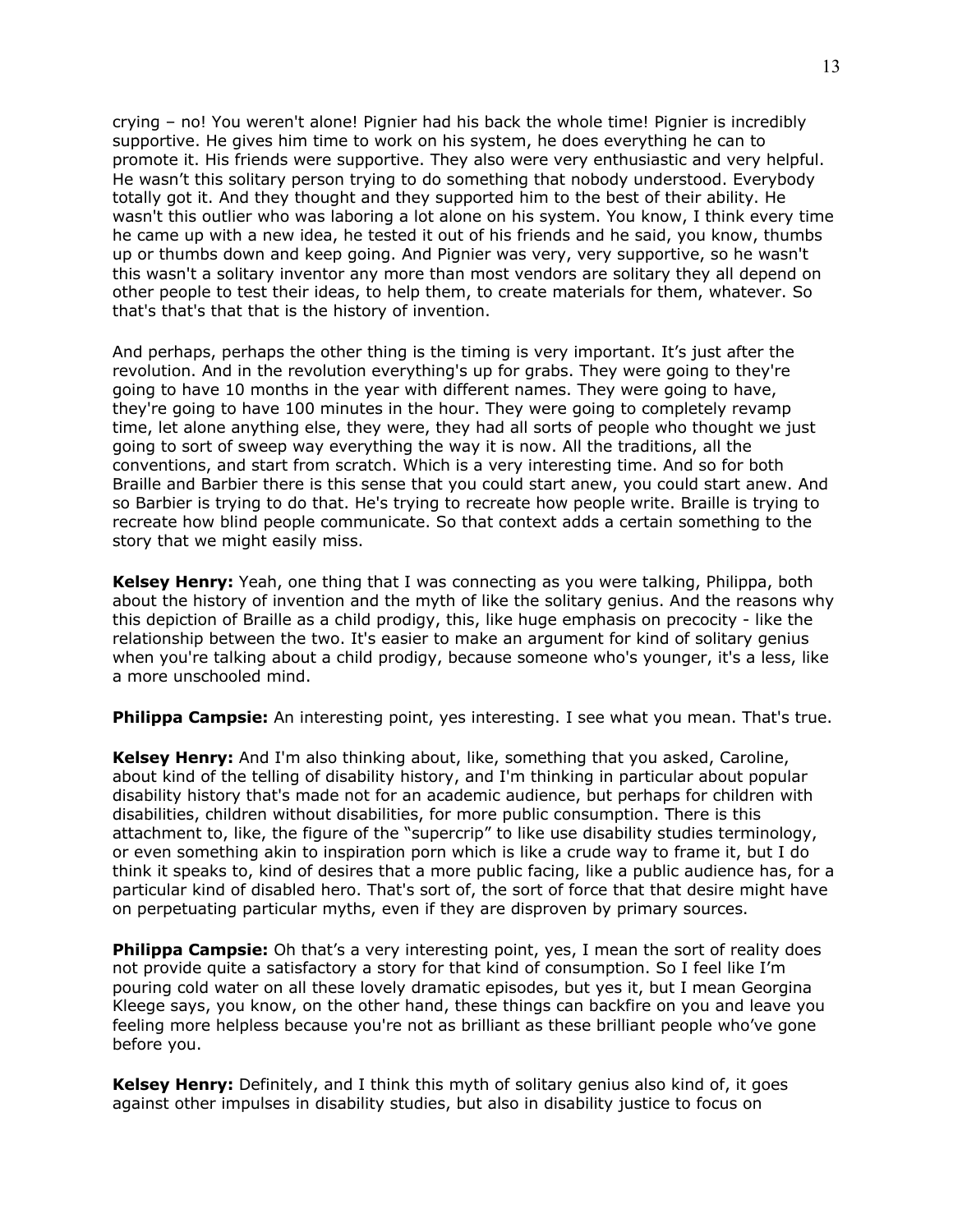crying – no! You weren't alone! Pignier had his back the whole time! Pignier is incredibly supportive. He gives him time to work on his system, he does everything he can to promote it. His friends were supportive. They also were very enthusiastic and very helpful. He wasn't this solitary person trying to do something that nobody understood. Everybody totally got it. And they thought and they supported him to the best of their ability. He wasn't this outlier who was laboring a lot alone on his system. You know, I think every time he came up with a new idea, he tested it out of his friends and he said, you know, thumbs up or thumbs down and keep going. And Pignier was very, very supportive, so he wasn't this wasn't a solitary inventor any more than most vendors are solitary they all depend on other people to test their ideas, to help them, to create materials for them, whatever. So that's that's that that is the history of invention.

And perhaps, perhaps the other thing is the timing is very important. It's just after the revolution. And in the revolution everything's up for grabs. They were going to they're going to have 10 months in the year with different names. They were going to have, they're going to have 100 minutes in the hour. They were going to completely revamp time, let alone anything else, they were, they had all sorts of people who thought we just going to sort of sweep way everything the way it is now. All the traditions, all the conventions, and start from scratch. Which is a very interesting time. And so for both Braille and Barbier there is this sense that you could start anew, you could start anew. And so Barbier is trying to do that. He's trying to recreate how people write. Braille is trying to recreate how blind people communicate. So that context adds a certain something to the story that we might easily miss.

**Kelsey Henry:** Yeah, one thing that I was connecting as you were talking, Philippa, both about the history of invention and the myth of like the solitary genius. And the reasons why this depiction of Braille as a child prodigy, this, like huge emphasis on precocity - like the relationship between the two. It's easier to make an argument for kind of solitary genius when you're talking about a child prodigy, because someone who's younger, it's a less, like a more unschooled mind.

**Philippa Campsie:** An interesting point, yes interesting. I see what you mean. That's true.

**Kelsey Henry:** And I'm also thinking about, like, something that you asked, Caroline, about kind of the telling of disability history, and I'm thinking in particular about popular disability history that's made not for an academic audience, but perhaps for children with disabilities, children without disabilities, for more public consumption. There is this attachment to, like, the figure of the "supercrip" to like use disability studies terminology, or even something akin to inspiration porn which is like a crude way to frame it, but I do think it speaks to, kind of desires that a more public facing, like a public audience has, for a particular kind of disabled hero. That's sort of, the sort of force that that desire might have on perpetuating particular myths, even if they are disproven by primary sources.

**Philippa Campsie:** Oh that's a very interesting point, yes, I mean the sort of reality does not provide quite a satisfactory a story for that kind of consumption. So I feel like I'm pouring cold water on all these lovely dramatic episodes, but yes it, but I mean Georgina Kleege says, you know, on the other hand, these things can backfire on you and leave you feeling more helpless because you're not as brilliant as these brilliant people who've gone before you.

**Kelsey Henry:** Definitely, and I think this myth of solitary genius also kind of, it goes against other impulses in disability studies, but also in disability justice to focus on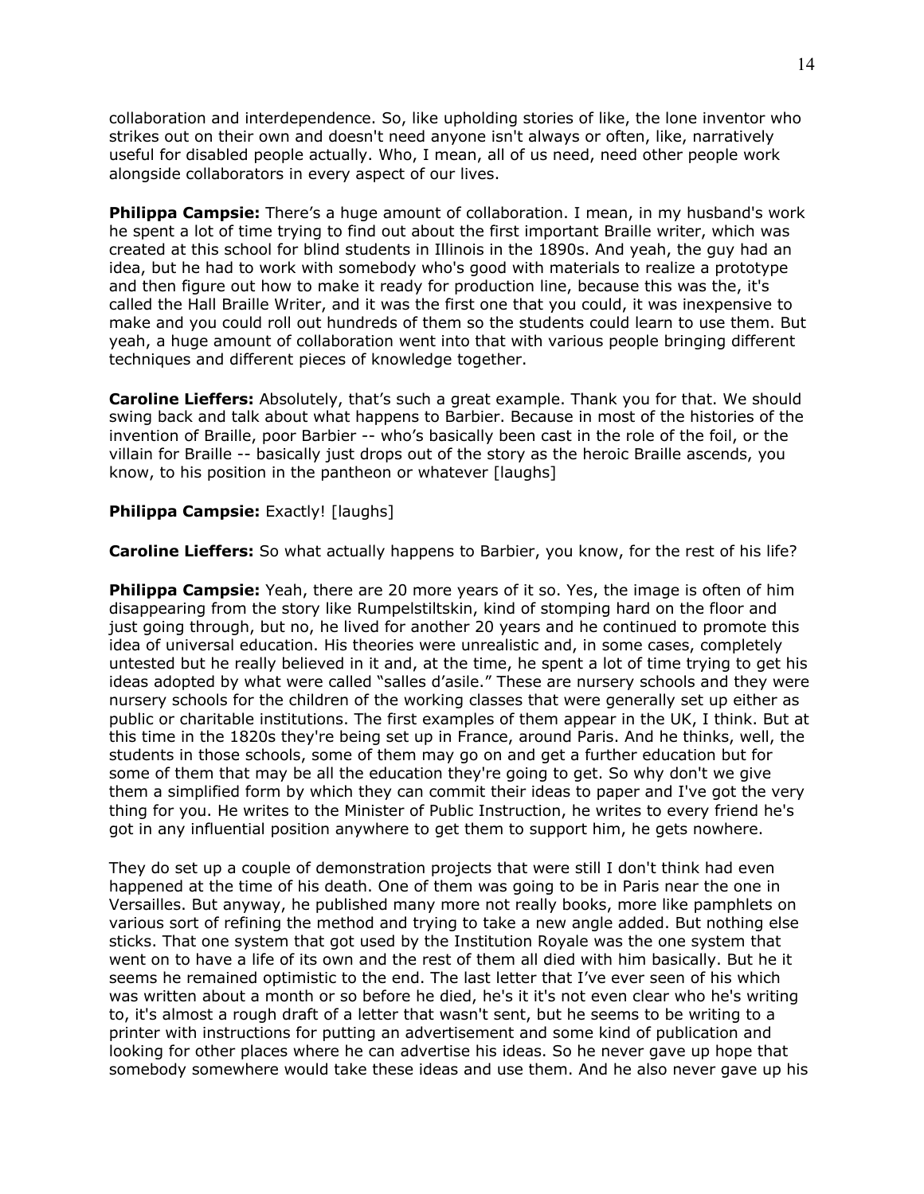collaboration and interdependence. So, like upholding stories of like, the lone inventor who strikes out on their own and doesn't need anyone isn't always or often, like, narratively useful for disabled people actually. Who, I mean, all of us need, need other people work alongside collaborators in every aspect of our lives.

**Philippa Campsie:** There's a huge amount of collaboration. I mean, in my husband's work he spent a lot of time trying to find out about the first important Braille writer, which was created at this school for blind students in Illinois in the 1890s. And yeah, the guy had an idea, but he had to work with somebody who's good with materials to realize a prototype and then figure out how to make it ready for production line, because this was the, it's called the Hall Braille Writer, and it was the first one that you could, it was inexpensive to make and you could roll out hundreds of them so the students could learn to use them. But yeah, a huge amount of collaboration went into that with various people bringing different techniques and different pieces of knowledge together.

**Caroline Lieffers:** Absolutely, that's such a great example. Thank you for that. We should swing back and talk about what happens to Barbier. Because in most of the histories of the invention of Braille, poor Barbier -- who's basically been cast in the role of the foil, or the villain for Braille -- basically just drops out of the story as the heroic Braille ascends, you know, to his position in the pantheon or whatever [laughs]

**Philippa Campsie:** Exactly! [laughs]

**Caroline Lieffers:** So what actually happens to Barbier, you know, for the rest of his life?

**Philippa Campsie:** Yeah, there are 20 more years of it so. Yes, the image is often of him disappearing from the story like Rumpelstiltskin, kind of stomping hard on the floor and just going through, but no, he lived for another 20 years and he continued to promote this idea of universal education. His theories were unrealistic and, in some cases, completely untested but he really believed in it and, at the time, he spent a lot of time trying to get his ideas adopted by what were called "salles d'asile." These are nursery schools and they were nursery schools for the children of the working classes that were generally set up either as public or charitable institutions. The first examples of them appear in the UK, I think. But at this time in the 1820s they're being set up in France, around Paris. And he thinks, well, the students in those schools, some of them may go on and get a further education but for some of them that may be all the education they're going to get. So why don't we give them a simplified form by which they can commit their ideas to paper and I've got the very thing for you. He writes to the Minister of Public Instruction, he writes to every friend he's got in any influential position anywhere to get them to support him, he gets nowhere.

They do set up a couple of demonstration projects that were still I don't think had even happened at the time of his death. One of them was going to be in Paris near the one in Versailles. But anyway, he published many more not really books, more like pamphlets on various sort of refining the method and trying to take a new angle added. But nothing else sticks. That one system that got used by the Institution Royale was the one system that went on to have a life of its own and the rest of them all died with him basically. But he it seems he remained optimistic to the end. The last letter that I've ever seen of his which was written about a month or so before he died, he's it it's not even clear who he's writing to, it's almost a rough draft of a letter that wasn't sent, but he seems to be writing to a printer with instructions for putting an advertisement and some kind of publication and looking for other places where he can advertise his ideas. So he never gave up hope that somebody somewhere would take these ideas and use them. And he also never gave up his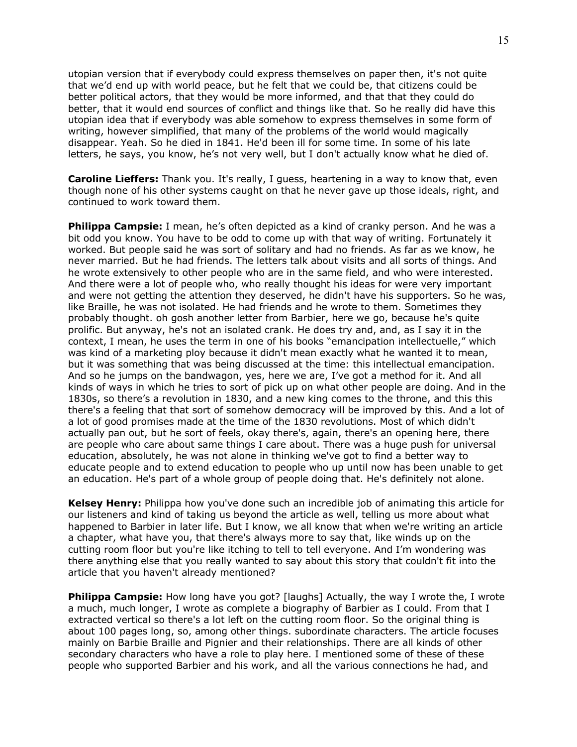utopian version that if everybody could express themselves on paper then, it's not quite that we'd end up with world peace, but he felt that we could be, that citizens could be better political actors, that they would be more informed, and that that they could do better, that it would end sources of conflict and things like that. So he really did have this utopian idea that if everybody was able somehow to express themselves in some form of writing, however simplified, that many of the problems of the world would magically disappear. Yeah. So he died in 1841. He'd been ill for some time. In some of his late letters, he says, you know, he's not very well, but I don't actually know what he died of.

**Caroline Lieffers:** Thank you. It's really, I guess, heartening in a way to know that, even though none of his other systems caught on that he never gave up those ideals, right, and continued to work toward them.

**Philippa Campsie:** I mean, he's often depicted as a kind of cranky person. And he was a bit odd you know. You have to be odd to come up with that way of writing. Fortunately it worked. But people said he was sort of solitary and had no friends. As far as we know, he never married. But he had friends. The letters talk about visits and all sorts of things. And he wrote extensively to other people who are in the same field, and who were interested. And there were a lot of people who, who really thought his ideas for were very important and were not getting the attention they deserved, he didn't have his supporters. So he was, like Braille, he was not isolated. He had friends and he wrote to them. Sometimes they probably thought. oh gosh another letter from Barbier, here we go, because he's quite prolific. But anyway, he's not an isolated crank. He does try and, and, as I say it in the context, I mean, he uses the term in one of his books "emancipation intellectuelle," which was kind of a marketing ploy because it didn't mean exactly what he wanted it to mean, but it was something that was being discussed at the time: this intellectual emancipation. And so he jumps on the bandwagon, yes, here we are, I've got a method for it. And all kinds of ways in which he tries to sort of pick up on what other people are doing. And in the 1830s, so there's a revolution in 1830, and a new king comes to the throne, and this this there's a feeling that that sort of somehow democracy will be improved by this. And a lot of a lot of good promises made at the time of the 1830 revolutions. Most of which didn't actually pan out, but he sort of feels, okay there's, again, there's an opening here, there are people who care about same things I care about. There was a huge push for universal education, absolutely, he was not alone in thinking we've got to find a better way to educate people and to extend education to people who up until now has been unable to get an education. He's part of a whole group of people doing that. He's definitely not alone.

**Kelsey Henry:** Philippa how you've done such an incredible job of animating this article for our listeners and kind of taking us beyond the article as well, telling us more about what happened to Barbier in later life. But I know, we all know that when we're writing an article a chapter, what have you, that there's always more to say that, like winds up on the cutting room floor but you're like itching to tell to tell everyone. And I'm wondering was there anything else that you really wanted to say about this story that couldn't fit into the article that you haven't already mentioned?

**Philippa Campsie:** How long have you got? [laughs] Actually, the way I wrote the, I wrote a much, much longer, I wrote as complete a biography of Barbier as I could. From that I extracted vertical so there's a lot left on the cutting room floor. So the original thing is about 100 pages long, so, among other things. subordinate characters. The article focuses mainly on Barbie Braille and Pignier and their relationships. There are all kinds of other secondary characters who have a role to play here. I mentioned some of these of these people who supported Barbier and his work, and all the various connections he had, and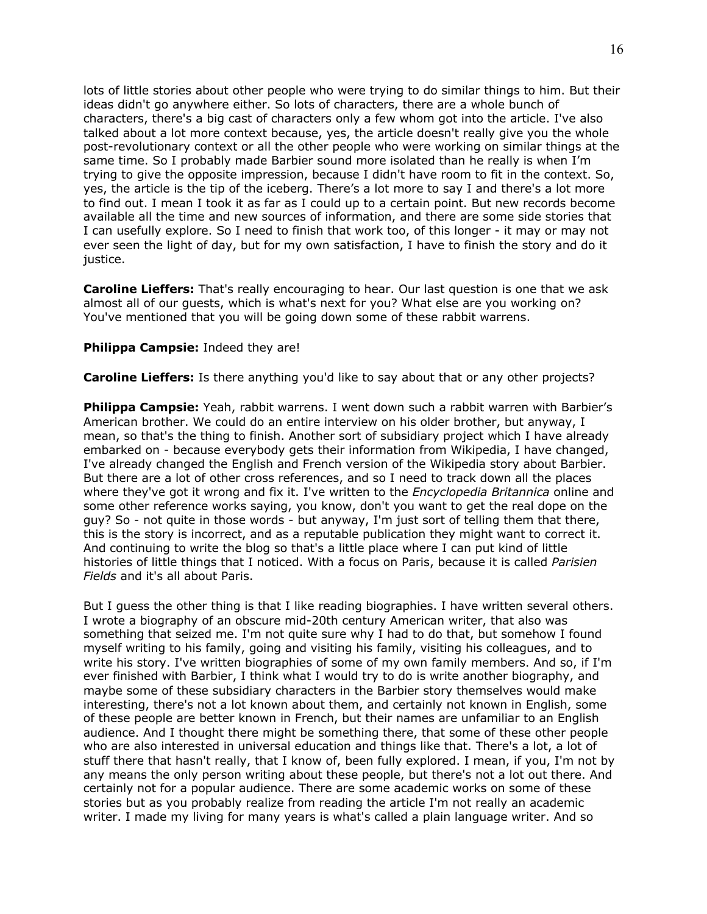lots of little stories about other people who were trying to do similar things to him. But their ideas didn't go anywhere either. So lots of characters, there are a whole bunch of characters, there's a big cast of characters only a few whom got into the article. I've also talked about a lot more context because, yes, the article doesn't really give you the whole post-revolutionary context or all the other people who were working on similar things at the same time. So I probably made Barbier sound more isolated than he really is when I'm trying to give the opposite impression, because I didn't have room to fit in the context. So, yes, the article is the tip of the iceberg. There's a lot more to say I and there's a lot more to find out. I mean I took it as far as I could up to a certain point. But new records become available all the time and new sources of information, and there are some side stories that I can usefully explore. So I need to finish that work too, of this longer - it may or may not ever seen the light of day, but for my own satisfaction, I have to finish the story and do it justice.

**Caroline Lieffers:** That's really encouraging to hear. Our last question is one that we ask almost all of our guests, which is what's next for you? What else are you working on? You've mentioned that you will be going down some of these rabbit warrens.

**Philippa Campsie:** Indeed they are!

**Caroline Lieffers:** Is there anything you'd like to say about that or any other projects?

**Philippa Campsie:** Yeah, rabbit warrens. I went down such a rabbit warren with Barbier's American brother. We could do an entire interview on his older brother, but anyway, I mean, so that's the thing to finish. Another sort of subsidiary project which I have already embarked on - because everybody gets their information from Wikipedia, I have changed, I've already changed the English and French version of the Wikipedia story about Barbier. But there are a lot of other cross references, and so I need to track down all the places where they've got it wrong and fix it. I've written to the *Encyclopedia Britannica* online and some other reference works saying, you know, don't you want to get the real dope on the guy? So - not quite in those words - but anyway, I'm just sort of telling them that there, this is the story is incorrect, and as a reputable publication they might want to correct it. And continuing to write the blog so that's a little place where I can put kind of little histories of little things that I noticed. With a focus on Paris, because it is called *Parisien Fields* and it's all about Paris.

But I guess the other thing is that I like reading biographies. I have written several others. I wrote a biography of an obscure mid-20th century American writer, that also was something that seized me. I'm not quite sure why I had to do that, but somehow I found myself writing to his family, going and visiting his family, visiting his colleagues, and to write his story. I've written biographies of some of my own family members. And so, if I'm ever finished with Barbier, I think what I would try to do is write another biography, and maybe some of these subsidiary characters in the Barbier story themselves would make interesting, there's not a lot known about them, and certainly not known in English, some of these people are better known in French, but their names are unfamiliar to an English audience. And I thought there might be something there, that some of these other people who are also interested in universal education and things like that. There's a lot, a lot of stuff there that hasn't really, that I know of, been fully explored. I mean, if you, I'm not by any means the only person writing about these people, but there's not a lot out there. And certainly not for a popular audience. There are some academic works on some of these stories but as you probably realize from reading the article I'm not really an academic writer. I made my living for many years is what's called a plain language writer. And so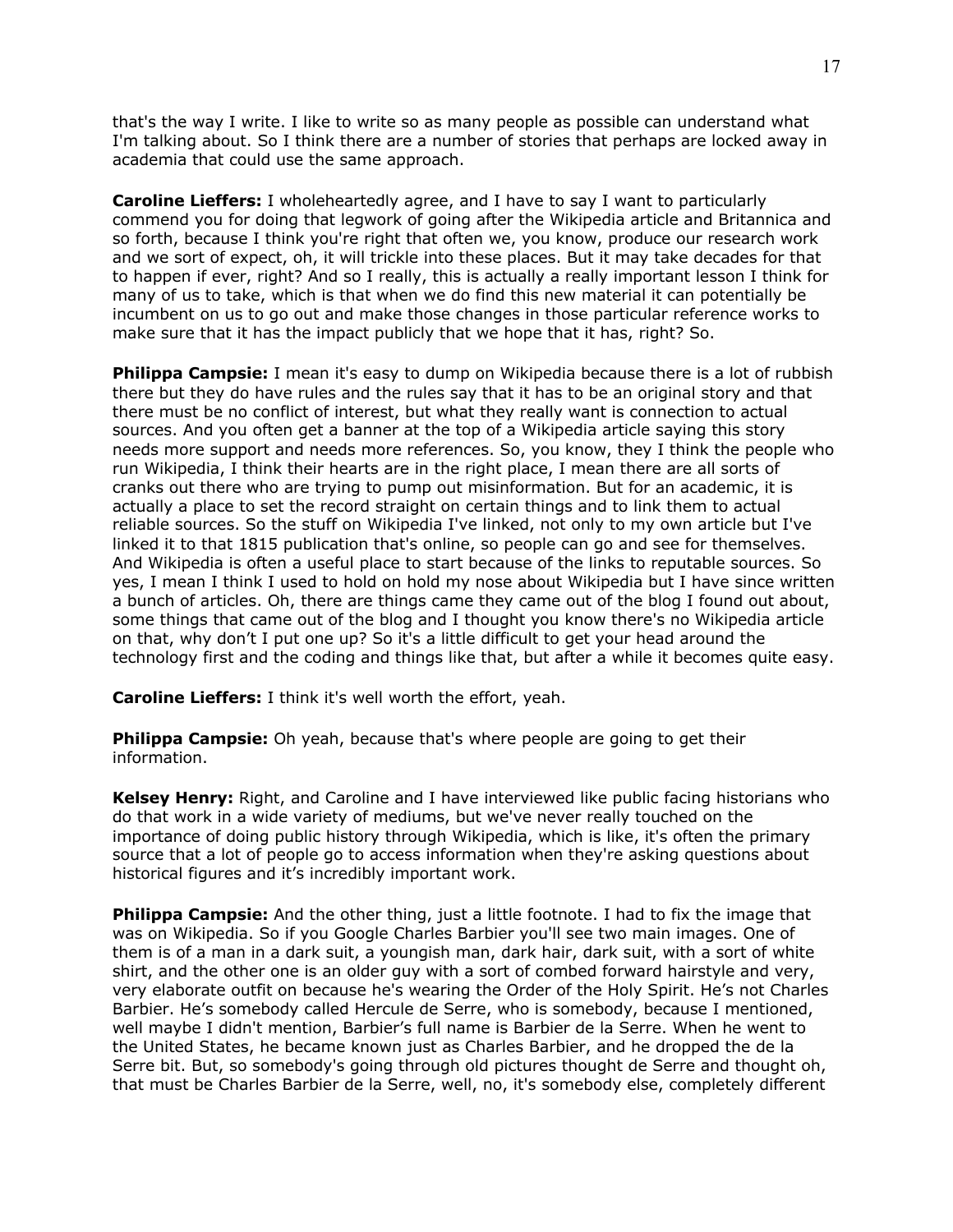that's the way I write. I like to write so as many people as possible can understand what I'm talking about. So I think there are a number of stories that perhaps are locked away in academia that could use the same approach.

**Caroline Lieffers:** I wholeheartedly agree, and I have to say I want to particularly commend you for doing that legwork of going after the Wikipedia article and Britannica and so forth, because I think you're right that often we, you know, produce our research work and we sort of expect, oh, it will trickle into these places. But it may take decades for that to happen if ever, right? And so I really, this is actually a really important lesson I think for many of us to take, which is that when we do find this new material it can potentially be incumbent on us to go out and make those changes in those particular reference works to make sure that it has the impact publicly that we hope that it has, right? So.

**Philippa Campsie:** I mean it's easy to dump on Wikipedia because there is a lot of rubbish there but they do have rules and the rules say that it has to be an original story and that there must be no conflict of interest, but what they really want is connection to actual sources. And you often get a banner at the top of a Wikipedia article saying this story needs more support and needs more references. So, you know, they I think the people who run Wikipedia, I think their hearts are in the right place, I mean there are all sorts of cranks out there who are trying to pump out misinformation. But for an academic, it is actually a place to set the record straight on certain things and to link them to actual reliable sources. So the stuff on Wikipedia I've linked, not only to my own article but I've linked it to that 1815 publication that's online, so people can go and see for themselves. And Wikipedia is often a useful place to start because of the links to reputable sources. So yes, I mean I think I used to hold on hold my nose about Wikipedia but I have since written a bunch of articles. Oh, there are things came they came out of the blog I found out about, some things that came out of the blog and I thought you know there's no Wikipedia article on that, why don't I put one up? So it's a little difficult to get your head around the technology first and the coding and things like that, but after a while it becomes quite easy.

**Caroline Lieffers:** I think it's well worth the effort, yeah.

**Philippa Campsie:** Oh yeah, because that's where people are going to get their information.

**Kelsey Henry:** Right, and Caroline and I have interviewed like public facing historians who do that work in a wide variety of mediums, but we've never really touched on the importance of doing public history through Wikipedia, which is like, it's often the primary source that a lot of people go to access information when they're asking questions about historical figures and it's incredibly important work.

**Philippa Campsie:** And the other thing, just a little footnote. I had to fix the image that was on Wikipedia. So if you Google Charles Barbier you'll see two main images. One of them is of a man in a dark suit, a youngish man, dark hair, dark suit, with a sort of white shirt, and the other one is an older guy with a sort of combed forward hairstyle and very, very elaborate outfit on because he's wearing the Order of the Holy Spirit. He's not Charles Barbier. He's somebody called Hercule de Serre, who is somebody, because I mentioned, well maybe I didn't mention, Barbier's full name is Barbier de la Serre. When he went to the United States, he became known just as Charles Barbier, and he dropped the de la Serre bit. But, so somebody's going through old pictures thought de Serre and thought oh, that must be Charles Barbier de la Serre, well, no, it's somebody else, completely different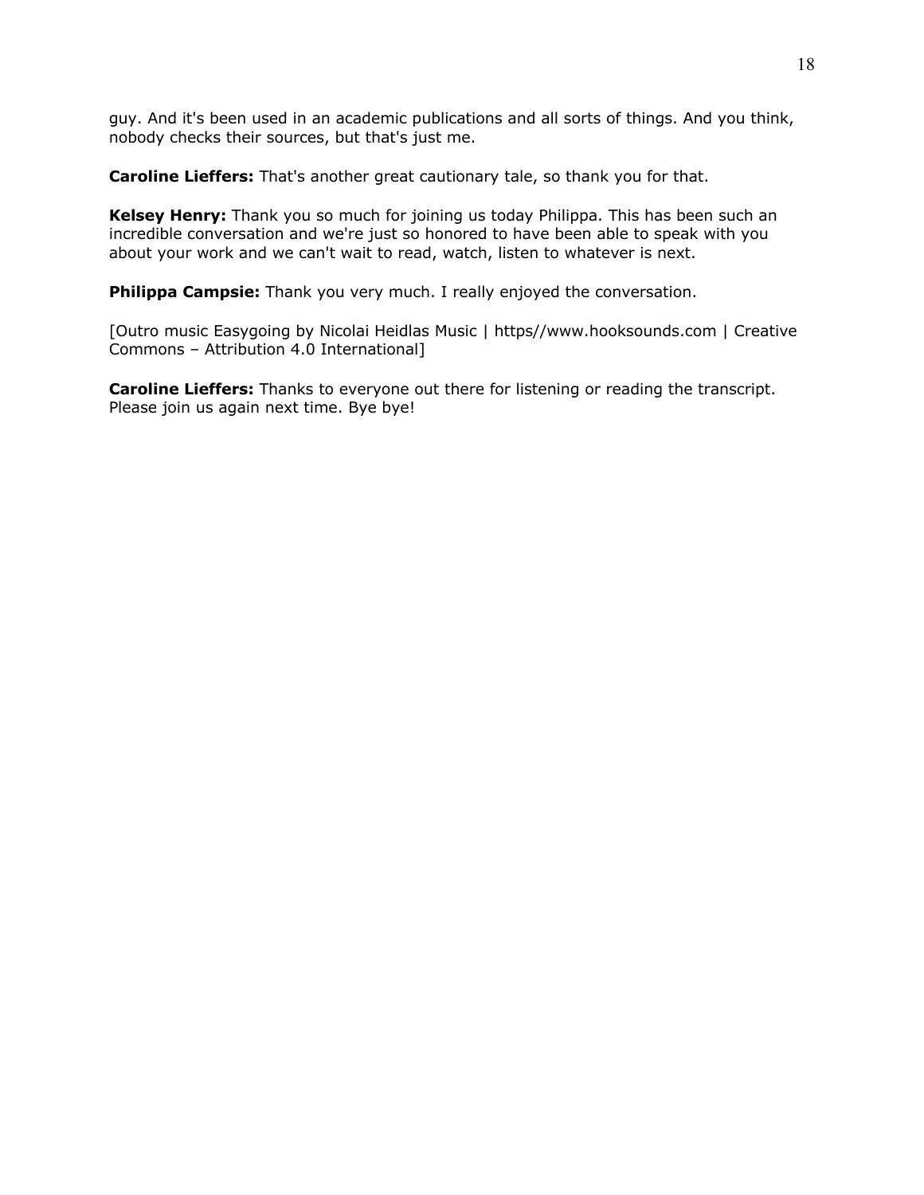guy. And it's been used in an academic publications and all sorts of things. And you think, nobody checks their sources, but that's just me.

**Caroline Lieffers:** That's another great cautionary tale, so thank you for that.

**Kelsey Henry:** Thank you so much for joining us today Philippa. This has been such an incredible conversation and we're just so honored to have been able to speak with you about your work and we can't wait to read, watch, listen to whatever is next.

**Philippa Campsie:** Thank you very much. I really enjoyed the conversation.

[Outro music Easygoing by Nicolai Heidlas Music | https//www.hooksounds.com | Creative Commons – Attribution 4.0 International]

**Caroline Lieffers:** Thanks to everyone out there for listening or reading the transcript. Please join us again next time. Bye bye!